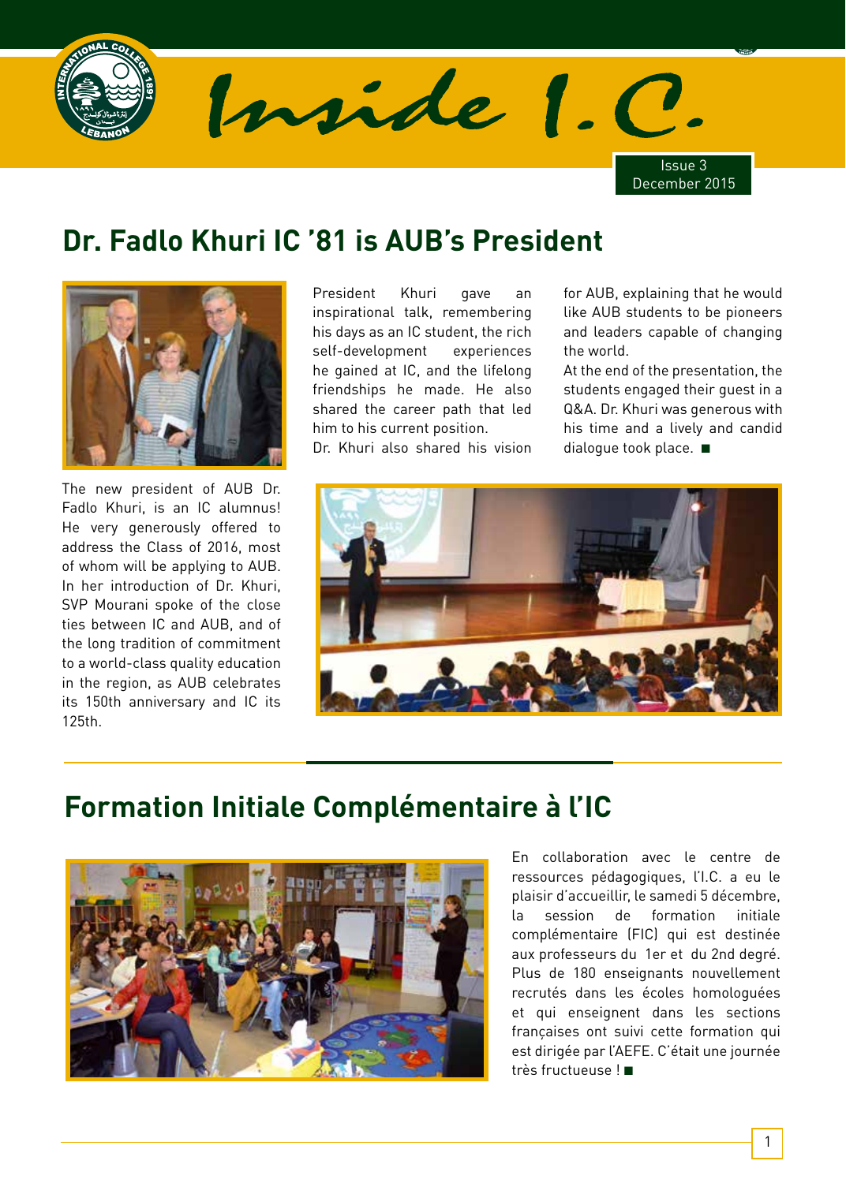# Inside I.C.

Issue 3
December 2015

## Dr. Fadlo Khuri IC '81 is AUB's President

The new president of AUB Dr. Fadlo Khuri, is an IC alumnus! He very generously offered to address the Class of 2016, most of whom will be applying to AUB. In her introduction of Dr. Khuri, SVP Mourani spoke of the close ties between IC and AUB, and of the long tradition of commitment to a world-class quality education in the region, as AUB celebrates its 150th anniversary and IC its 125th.

President Khuri gave an inspirational talk, remembering his days as an IC student, the rich self-development experiences he gained at IC, and the lifelong friendships he made. He also shared the career path that led him to his current position.

Dr. Khuri also shared his vision for AUB, explaining that he would like AUB students to be pioneers and leaders capable of changing the world.

At the end of the presentation, the students engaged their guest in a Q&A. Dr. Khuri was generous with his time and a lively and candid dialogue took place. ■

## Formation Initiale Complémentaire à l'IC

En collaboration avec le centre de ressources pédagogiques, l'I.C. a eu le plaisir d'accueillir, le samedi 5 décembre, la session de formation initiale complémentaire (FIC) qui est destinée aux professeurs du 1er et du 2nd degré. Plus de 180 enseignants nouvellement recrutés dans les écoles homologuées et qui enseignent dans les sections françaises ont suivi cette formation qui est dirigée par l'AEFE. C'était une journée très fructueuse ! ■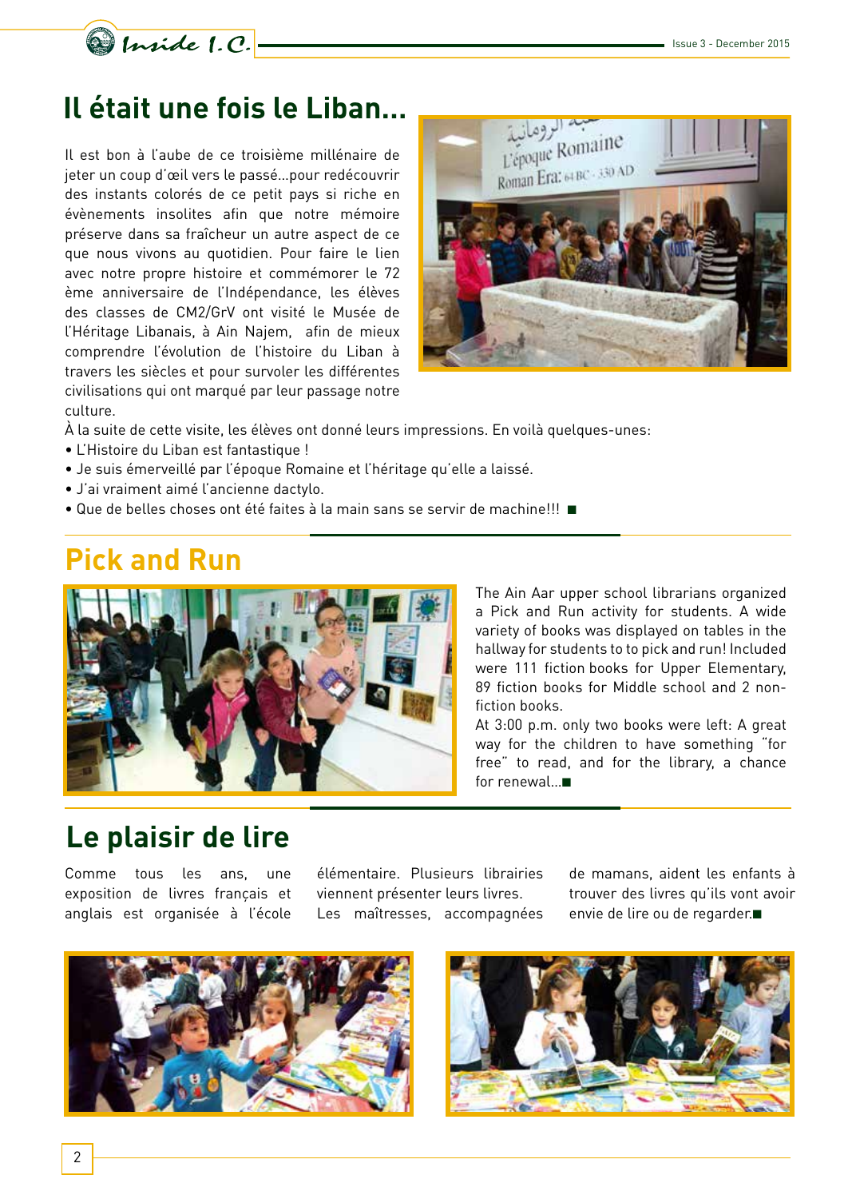## Il était une fois le Liban...

Il est bon à l'aube de ce troisième millénaire de jeter un coup d'œil vers le passé...pour redécouvrir des instants colorés de ce petit pays si riche en évènements insolites afin que notre mémoire préserve dans sa fraîcheur un autre aspect de ce que nous vivons au quotidien. Pour faire le lien avec notre propre histoire et commémorer le 72 ème anniversaire de l'Indépendance, les élèves des classes de CM2/GrV ont visité le Musée de l'Héritage Libanais, à Ain Najem, afin de mieux comprendre l'évolution de l'histoire du Liban à travers les siècles et pour survoler les différentes civilisations qui ont marqué par leur passage notre culture.

À la suite de cette visite, les élèves ont donné leurs impressions. En voilà quelques-unes:

- L'Histoire du Liban est fantastique !
- Je suis émerveillé par l'époque Romaine et l'héritage qu'elle a laissé.
- J'ai vraiment aimé l'ancienne dactylo.
- Que de belles choses ont été faites à la main sans se servir de machine!!! ■

## Pick and Run

The Ain Aar upper school librarians organized a Pick and Run activity for students. A wide variety of books was displayed on tables in the hallway for students to to pick and run! Included were 111 fiction books for Upper Elementary, 89 fiction books for Middle school and 2 non-fiction books.

At 3:00 p.m. only two books were left: A great way for the children to have something "for free" to read, and for the library, a chance for renewal...■

## Le plaisir de lire

Comme tous les ans, une exposition de livres français et anglais est organisée à l'école élémentaire. Plusieurs librairies viennent présenter leurs livres.

Les maîtresses, accompagnées de mamans, aident les enfants à trouver des livres qu'ils vont avoir envie de lire ou de regarder.■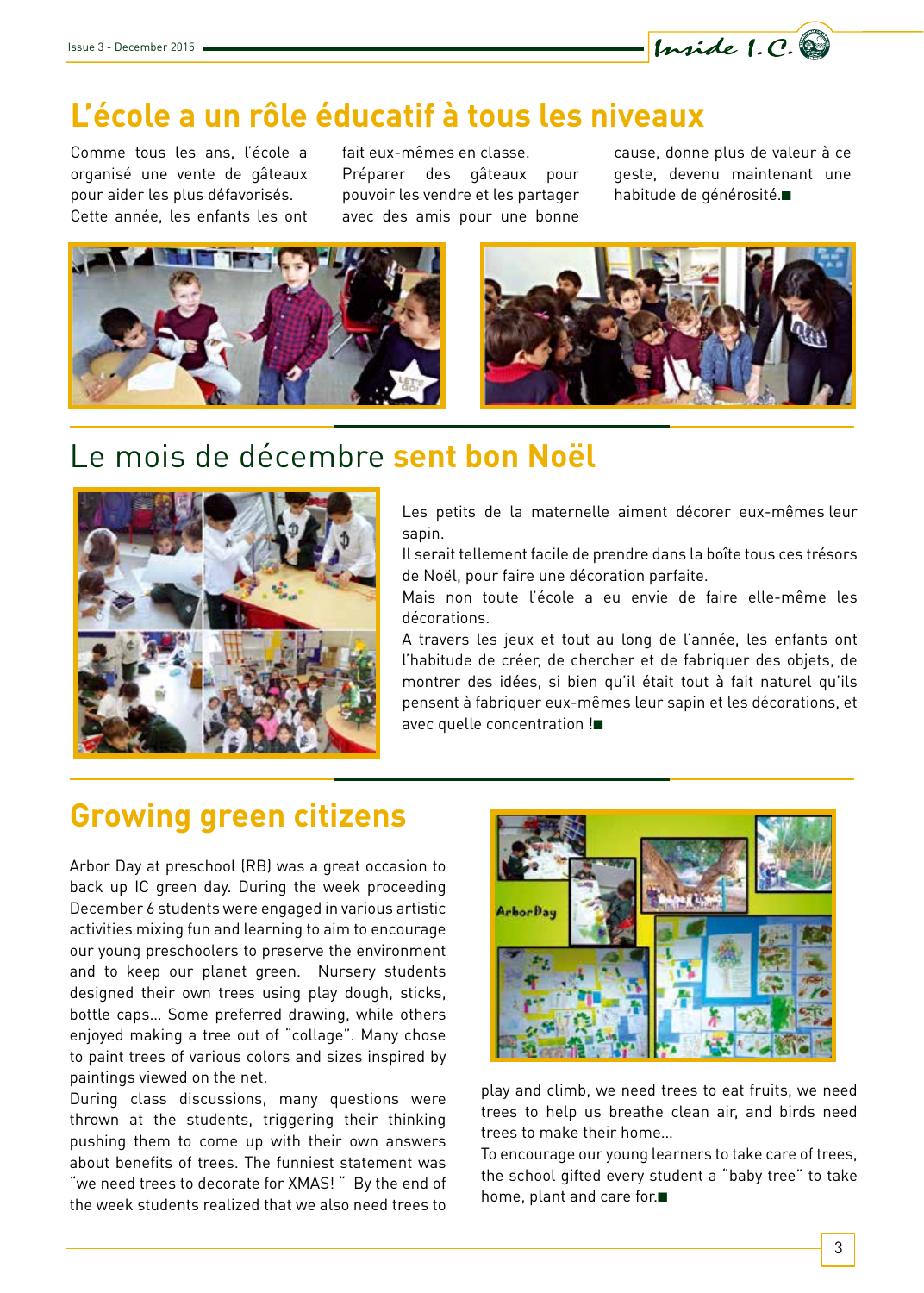# L'école a un rôle éducatif à tous les niveaux

Comme tous les ans, l'école a organisé une vente de gâteaux pour aider les plus défavorisés. Cette année, les enfants les ont fait eux-mêmes en classe. Préparer des gâteaux pour pouvoir les vendre et les partager avec des amis pour une bonne cause, donne plus de valeur à ce geste, devenu maintenant une habitude de générosité.■

# Le mois de décembre **sent bon Noël**

Les petits de la maternelle aiment décorer eux-mêmes leur sapin.
Il serait tellement facile de prendre dans la boîte tous ces trésors de Noël, pour faire une décoration parfaite.
Mais non toute l'école a eu envie de faire elle-même les décorations.
A travers les jeux et tout au long de l'année, les enfants ont l'habitude de créer, de chercher et de fabriquer des objets, de montrer des idées, si bien qu'il était tout à fait naturel qu'ils pensent à fabriquer eux-mêmes leur sapin et les décorations, et avec quelle concentration !■

# Growing green citizens

Arbor Day at preschool (RB) was a great occasion to back up IC green day. During the week proceeding December 6 students were engaged in various artistic activities mixing fun and learning to aim to encourage our young preschoolers to preserve the environment and to keep our planet green. Nursery students designed their own trees using play dough, sticks, bottle caps... Some preferred drawing, while others enjoyed making a tree out of "collage". Many chose to paint trees of various colors and sizes inspired by paintings viewed on the net.
During class discussions, many questions were thrown at the students, triggering their thinking pushing them to come up with their own answers about benefits of trees. The funniest statement was "we need trees to decorate for XMAS! " By the end of the week students realized that we also need trees to play and climb, we need trees to eat fruits, we need trees to help us breathe clean air, and birds need trees to make their home...
To encourage our young learners to take care of trees, the school gifted every student a "baby tree" to take home, plant and care for.■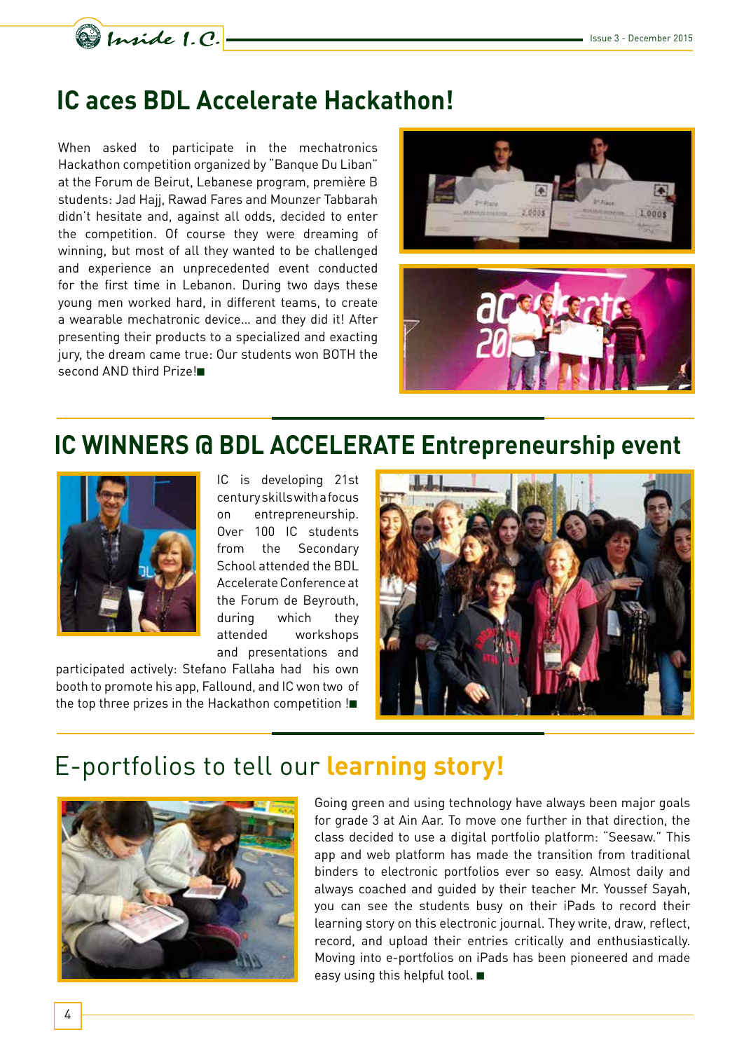# IC aces BDL Accelerate Hackathon!

When asked to participate in the mechatronics Hackathon competition organized by "Banque Du Liban" at the Forum de Beirut, Lebanese program, première B students: Jad Hajj, Rawad Fares and Mounzer Tabbarah didn't hesitate and, against all odds, decided to enter the competition. Of course they were dreaming of winning, but most of all they wanted to be challenged and experience an unprecedented event conducted for the first time in Lebanon. During two days these young men worked hard, in different teams, to create a wearable mechatronic device... and they did it! After presenting their products to a specialized and exacting jury, the dream came true: Our students won BOTH the second AND third Prize!■

# IC WINNERS @ BDL ACCELERATE Entrepreneurship event

IC is developing 21st century skills with a focus on entrepreneurship. Over 100 IC students from the Secondary School attended the BDL Accelerate Conference at the Forum de Beyrouth, during which they attended workshops and presentations and participated actively: Stefano Fallaha had his own booth to promote his app, Fallound, and IC won two of the top three prizes in the Hackathon competition !■

# E-portfolios to tell our **learning story!**

Going green and using technology have always been major goals for grade 3 at Ain Aar. To move one further in that direction, the class decided to use a digital portfolio platform: "Seesaw." This app and web platform has made the transition from traditional binders to electronic portfolios ever so easy. Almost daily and always coached and guided by their teacher Mr. Youssef Sayah, you can see the students busy on their iPads to record their learning story on this electronic journal. They write, draw, reflect, record, and upload their entries critically and enthusiastically. Moving into e-portfolios on iPads has been pioneered and made easy using this helpful tool. ■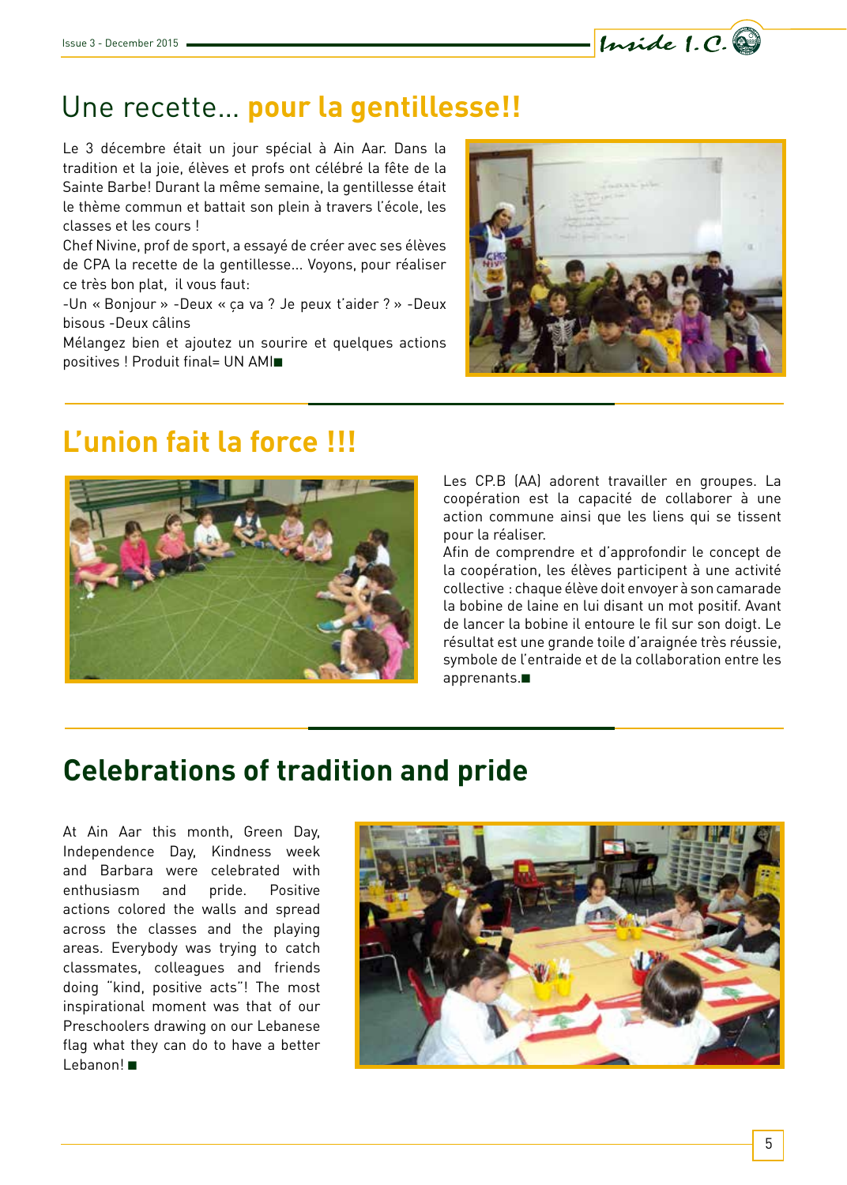# Une recette... **pour la gentillesse!!**

Le 3 décembre était un jour spécial à Ain Aar. Dans la tradition et la joie, élèves et profs ont célébré la fête de la Sainte Barbe! Durant la même semaine, la gentillesse était le thème commun et battait son plein à travers l'école, les classes et les cours !

Chef Nivine, prof de sport, a essayé de créer avec ses élèves de CPA la recette de la gentillesse... Voyons, pour réaliser ce très bon plat, il vous faut:

-Un « Bonjour » -Deux « ça va ? Je peux t'aider ? » -Deux bisous -Deux câlins

Mélangez bien et ajoutez un sourire et quelques actions positives ! Produit final= UN AMI■

## L'union fait la force !!!

Les CP.B (AA) adorent travailler en groupes. La coopération est la capacité de collaborer à une action commune ainsi que les liens qui se tissent pour la réaliser.

Afin de comprendre et d'approfondir le concept de la coopération, les élèves participent à une activité collective : chaque élève doit envoyer à son camarade la bobine de laine en lui disant un mot positif. Avant de lancer la bobine il entoure le fil sur son doigt. Le résultat est une grande toile d'araignée très réussie, symbole de l'entraide et de la collaboration entre les apprenants.■

## Celebrations of tradition and pride

At Ain Aar this month, Green Day, Independence Day, Kindness week and Barbara were celebrated with enthusiasm and pride. Positive actions colored the walls and spread across the classes and the playing areas. Everybody was trying to catch classmates, colleagues and friends doing "kind, positive acts"! The most inspirational moment was that of our Preschoolers drawing on our Lebanese flag what they can do to have a better Lebanon! ■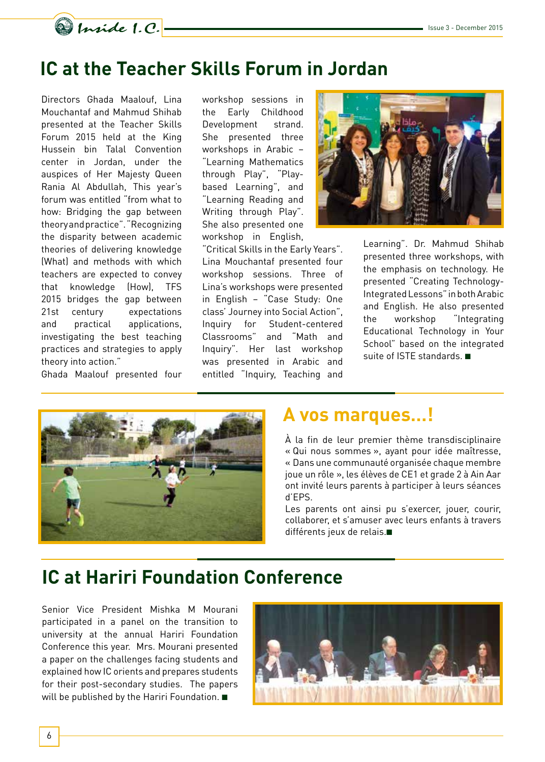# IC at the Teacher Skills Forum in Jordan

Directors Ghada Maalouf, Lina Mouchantaf and Mahmud Shihab presented at the Teacher Skills Forum 2015 held at the King Hussein bin Talal Convention center in Jordan, under the auspices of Her Majesty Queen Rania Al Abdullah, This year's forum was entitled "from what to how: Bridging the gap between theory and practice". "Recognizing the disparity between academic theories of delivering knowledge (What) and methods with which teachers are expected to convey that knowledge (How), TFS 2015 bridges the gap between 21st century expectations and practical applications, investigating the best teaching practices and strategies to apply theory into action."

Ghada Maalouf presented four workshop sessions in the Early Childhood Development strand. She presented three workshops in Arabic – "Learning Mathematics through Play", "Play-based Learning", and "Learning Reading and Writing through Play". She also presented one workshop in English, "Critical Skills in the Early Years". Lina Mouchantaf presented four workshop sessions. Three of Lina's workshops were presented in English – "Case Study: One class' Journey into Social Action", Inquiry for Student-centered Classrooms" and "Math and Inquiry". Her last workshop was presented in Arabic and entitled "Inquiry, Teaching and Learning". Dr. Mahmud Shihab presented three workshops, with the emphasis on technology. He presented "Creating Technology-Integrated Lessons" in both Arabic and English. He also presented the workshop "Integrating Educational Technology in Your School" based on the integrated suite of ISTE standards. ■

# A vos marques...!

À la fin de leur premier thème transdisciplinaire « Qui nous sommes », ayant pour idée maîtresse, « Dans une communauté organisée chaque membre joue un rôle », les élèves de CE1 et grade 2 à Ain Aar ont invité leurs parents à participer à leurs séances d'EPS.

Les parents ont ainsi pu s'exercer, jouer, courir, collaborer, et s'amuser avec leurs enfants à travers différents jeux de relais.■

# IC at Hariri Foundation Conference

Senior Vice President Mishka M Mourani participated in a panel on the transition to university at the annual Hariri Foundation Conference this year. Mrs. Mourani presented a paper on the challenges facing students and explained how IC orients and prepares students for their post-secondary studies. The papers will be published by the Hariri Foundation. ■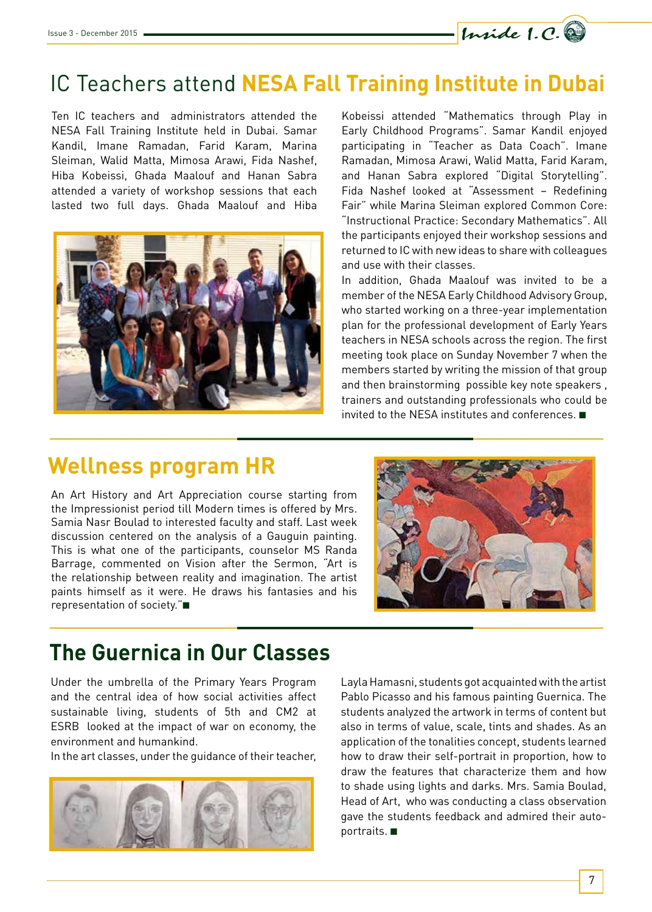# IC Teachers attend NESA Fall Training Institute in Dubai

Ten IC teachers and administrators attended the NESA Fall Training Institute held in Dubai. Samar Kandil, Imane Ramadan, Farid Karam, Marina Sleiman, Walid Matta, Mimosa Arawi, Fida Nashef, Hiba Kobeissi, Ghada Maalouf and Hanan Sabra attended a variety of workshop sessions that each lasted two full days. Ghada Maalouf and Hiba Kobeissi attended "Mathematics through Play in Early Childhood Programs". Samar Kandil enjoyed participating in "Teacher as Data Coach". Imane Ramadan, Mimosa Arawi, Walid Matta, Farid Karam, and Hanan Sabra explored "Digital Storytelling". Fida Nashef looked at "Assessment – Redefining Fair" while Marina Sleiman explored Common Core: "Instructional Practice: Secondary Mathematics". All the participants enjoyed their workshop sessions and returned to IC with new ideas to share with colleagues and use with their classes.

In addition, Ghada Maalouf was invited to be a member of the NESA Early Childhood Advisory Group, who started working on a three-year implementation plan for the professional development of Early Years teachers in NESA schools across the region. The first meeting took place on Sunday November 7 when the members started by writing the mission of that group and then brainstorming possible key note speakers , trainers and outstanding professionals who could be invited to the NESA institutes and conferences. ■

## Wellness program HR

An Art History and Art Appreciation course starting from the Impressionist period till Modern times is offered by Mrs. Samia Nasr Boulad to interested faculty and staff. Last week discussion centered on the analysis of a Gauguin painting. This is what one of the participants, counselor MS Randa Barrage, commented on Vision after the Sermon, "Art is the relationship between reality and imagination. The artist paints himself as it were. He draws his fantasies and his representation of society."■

## The Guernica in Our Classes

Under the umbrella of the Primary Years Program and the central idea of how social activities affect sustainable living, students of 5th and CM2 at ESRB looked at the impact of war on economy, the environment and humankind.

In the art classes, under the guidance of their teacher, Layla Hamasni, students got acquainted with the artist Pablo Picasso and his famous painting Guernica. The students analyzed the artwork in terms of content but also in terms of value, scale, tints and shades. As an application of the tonalities concept, students learned how to draw their self-portrait in proportion, how to draw the features that characterize them and how to shade using lights and darks. Mrs. Samia Boulad, Head of Art, who was conducting a class observation gave the students feedback and admired their auto-portraits. ■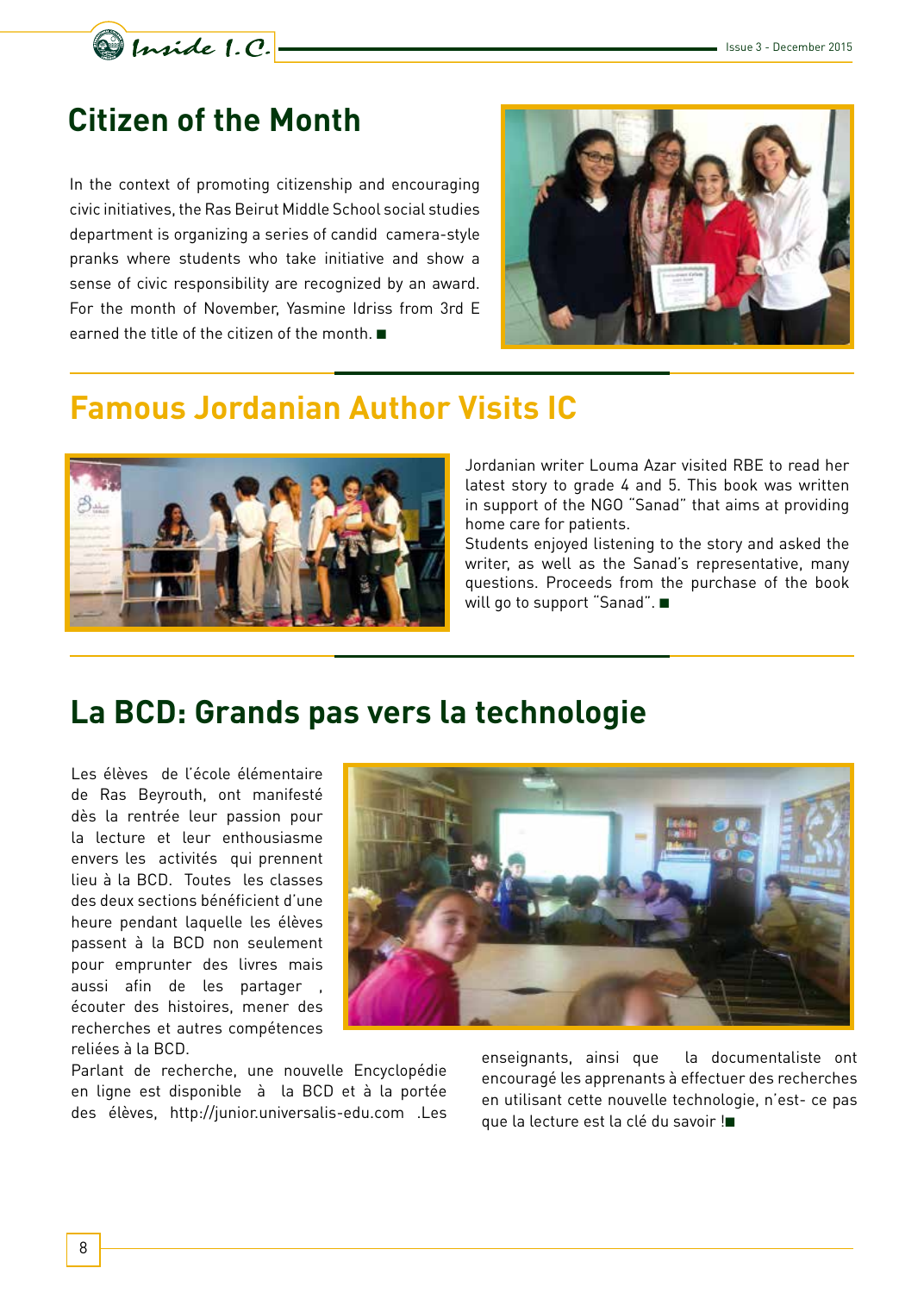## Citizen of the Month

In the context of promoting citizenship and encouraging civic initiatives, the Ras Beirut Middle School social studies department is organizing a series of candid camera-style pranks where students who take initiative and show a sense of civic responsibility are recognized by an award. For the month of November, Yasmine Idriss from 3rd E earned the title of the citizen of the month. ■

## Famous Jordanian Author Visits IC

Jordanian writer Louma Azar visited RBE to read her latest story to grade 4 and 5. This book was written in support of the NGO "Sanad" that aims at providing home care for patients.

Students enjoyed listening to the story and asked the writer, as well as the Sanad's representative, many questions. Proceeds from the purchase of the book will go to support "Sanad". ■

## La BCD: Grands pas vers la technologie

Les élèves de l'école élémentaire de Ras Beyrouth, ont manifesté dès la rentrée leur passion pour la lecture et leur enthousiasme envers les activités qui prennent lieu à la BCD. Toutes les classes des deux sections bénéficient d'une heure pendant laquelle les élèves passent à la BCD non seulement pour emprunter des livres mais aussi afin de les partager , écouter des histoires, mener des recherches et autres compétences reliées à la BCD.

Parlant de recherche, une nouvelle Encyclopédie en ligne est disponible à la BCD et à la portée des élèves, http://junior.universalis-edu.com .Les enseignants, ainsi que la documentaliste ont encouragé les apprenants à effectuer des recherches en utilisant cette nouvelle technologie, n'est- ce pas que la lecture est la clé du savoir !■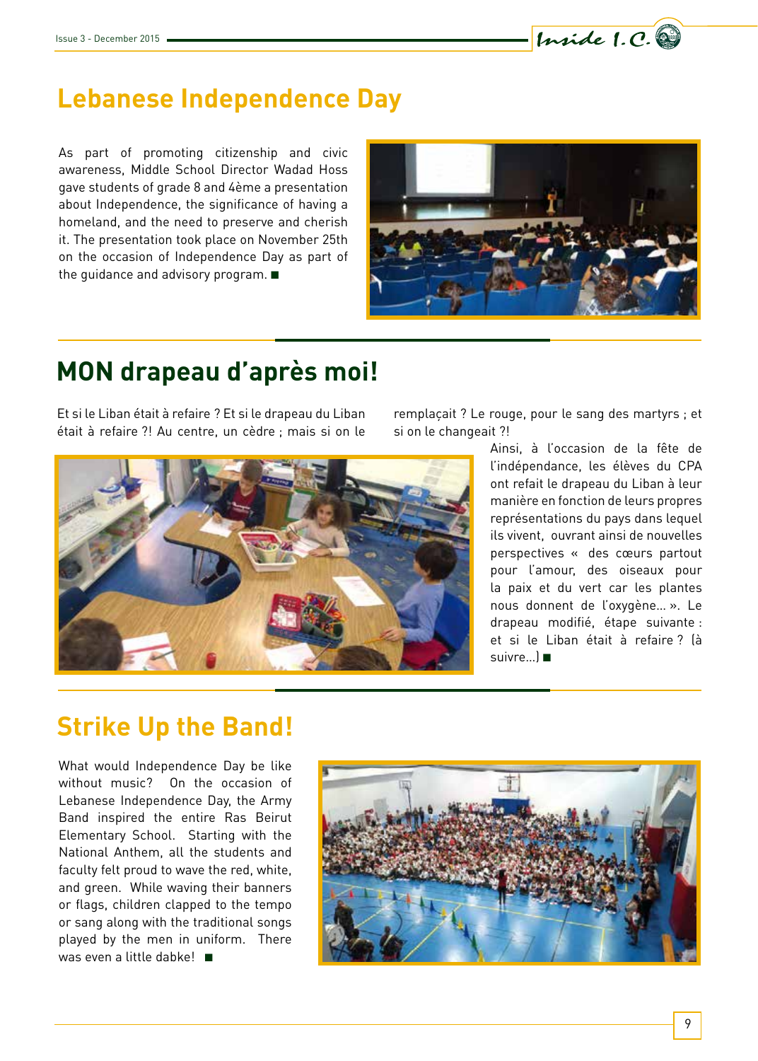## Lebanese Independence Day

As part of promoting citizenship and civic awareness, Middle School Director Wadad Hoss gave students of grade 8 and 4ème a presentation about Independence, the significance of having a homeland, and the need to preserve and cherish it. The presentation took place on November 25th on the occasion of Independence Day as part of the guidance and advisory program. ■

## MON drapeau d'après moi!

Et si le Liban était à refaire ? Et si le drapeau du Liban était à refaire ?! Au centre, un cèdre ; mais si on le remplaçait ? Le rouge, pour le sang des martyrs ; et si on le changeait ?!

Ainsi, à l'occasion de la fête de l'indépendance, les élèves du CPA ont refait le drapeau du Liban à leur manière en fonction de leurs propres représentations du pays dans lequel ils vivent, ouvrant ainsi de nouvelles perspectives « des cœurs partout pour l'amour, des oiseaux pour la paix et du vert car les plantes nous donnent de l'oxygène... ». Le drapeau modifié, étape suivante : et si le Liban était à refaire ? (à suivre...) ■

## Strike Up the Band!

What would Independence Day be like without music? On the occasion of Lebanese Independence Day, the Army Band inspired the entire Ras Beirut Elementary School. Starting with the National Anthem, all the students and faculty felt proud to wave the red, white, and green. While waving their banners or flags, children clapped to the tempo or sang along with the traditional songs played by the men in uniform. There was even a little dabke! ■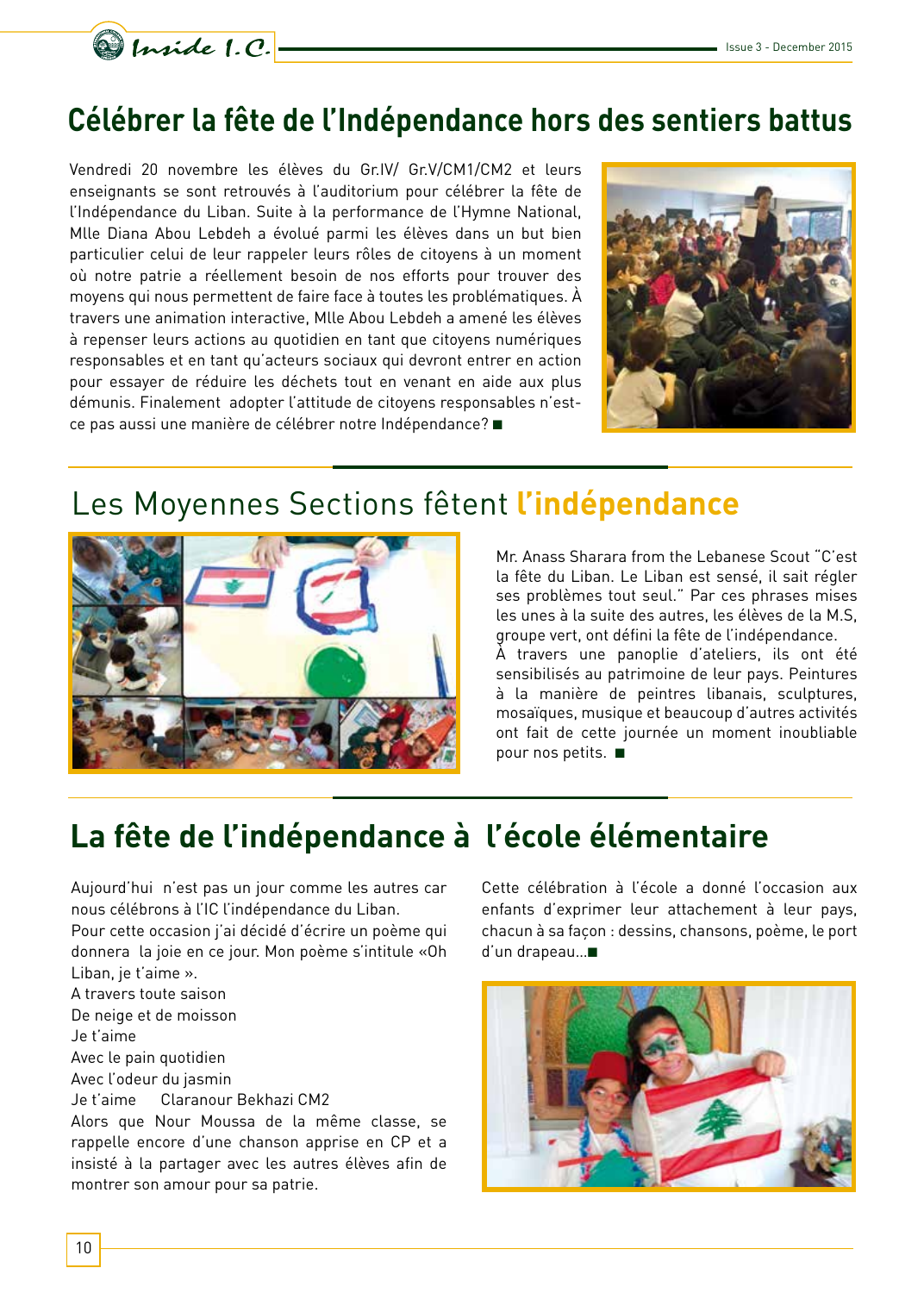## Célébrer la fête de l'Indépendance hors des sentiers battus

Vendredi 20 novembre les élèves du Gr.IV/ Gr.V/CM1/CM2 et leurs enseignants se sont retrouvés à l'auditorium pour célébrer la fête de l'Indépendance du Liban. Suite à la performance de l'Hymne National, Mlle Diana Abou Lebdeh a évolué parmi les élèves dans un but bien particulier celui de leur rappeler leurs rôles de citoyens à un moment où notre patrie a réellement besoin de nos efforts pour trouver des moyens qui nous permettent de faire face à toutes les problématiques. À travers une animation interactive, Mlle Abou Lebdeh a amené les élèves à repenser leurs actions au quotidien en tant que citoyens numériques responsables et en tant qu'acteurs sociaux qui devront entrer en action pour essayer de réduire les déchets tout en venant en aide aux plus démunis. Finalement adopter l'attitude de citoyens responsables n'est-ce pas aussi une manière de célébrer notre Indépendance? ■

## Les Moyennes Sections fêtent **l'indépendance**

Mr. Anass Sharara from the Lebanese Scout "C'est la fête du Liban. Le Liban est sensé, il sait régler ses problèmes tout seul." Par ces phrases mises les unes à la suite des autres, les élèves de la M.S, groupe vert, ont défini la fête de l'indépendance.
À travers une panoplie d'ateliers, ils ont été sensibilisés au patrimoine de leur pays. Peintures à la manière de peintres libanais, sculptures, mosaïques, musique et beaucoup d'autres activités ont fait de cette journée un moment inoubliable pour nos petits. ■

## La fête de l'indépendance à l'école élémentaire

Aujourd'hui n'est pas un jour comme les autres car nous célébrons à l'IC l'indépendance du Liban.
Pour cette occasion j'ai décidé d'écrire un poème qui donnera la joie en ce jour. Mon poème s'intitule «Oh Liban, je t'aime ».
A travers toute saison
De neige et de moisson
Je t'aime
Avec le pain quotidien
Avec l'odeur du jasmin
Je t'aime     Claranour Bekhazi CM2
Alors que Nour Moussa de la même classe, se rappelle encore d'une chanson apprise en CP et a insisté à la partager avec les autres élèves afin de montrer son amour pour sa patrie.

Cette célébration à l'école a donné l'occasion aux enfants d'exprimer leur attachement à leur pays, chacun à sa façon : dessins, chansons, poème, le port d'un drapeau...■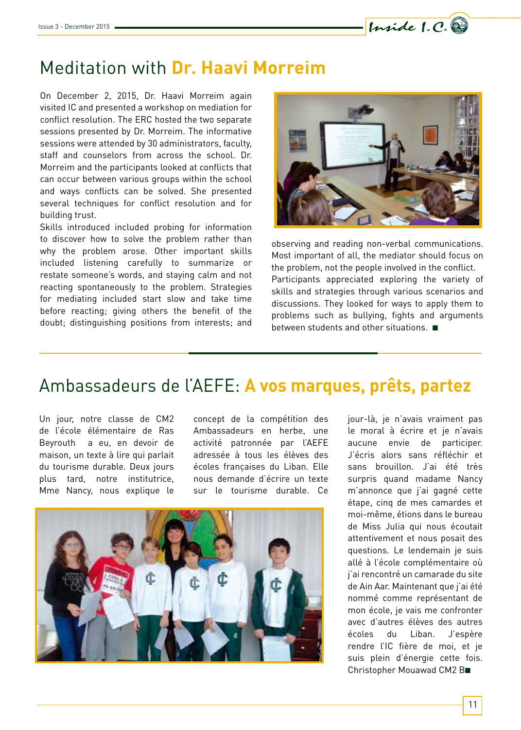# Meditation with **Dr. Haavi Morreim**

On December 2, 2015, Dr. Haavi Morreim again visited IC and presented a workshop on mediation for conflict resolution. The ERC hosted the two separate sessions presented by Dr. Morreim. The informative sessions were attended by 30 administrators, faculty, staff and counselors from across the school. Dr. Morreim and the participants looked at conflicts that can occur between various groups within the school and ways conflicts can be solved. She presented several techniques for conflict resolution and for building trust.

Skills introduced included probing for information to discover how to solve the problem rather than why the problem arose. Other important skills included listening carefully to summarize or restate someone's words, and staying calm and not reacting spontaneously to the problem. Strategies for mediating included start slow and take time before reacting; giving others the benefit of the doubt; distinguishing positions from interests; and observing and reading non-verbal communications. Most important of all, the mediator should focus on the problem, not the people involved in the conflict.

Participants appreciated exploring the variety of skills and strategies through various scenarios and discussions. They looked for ways to apply them to problems such as bullying, fights and arguments between students and other situations. ■

# Ambassadeurs de l'AEFE: **A vos marques, prêts, partez**

Un jour, notre classe de CM2 de l'école élémentaire de Ras Beyrouth a eu, en devoir de maison, un texte à lire qui parlait du tourisme durable. Deux jours plus tard, notre institutrice, Mme Nancy, nous explique le concept de la compétition des Ambassadeurs en herbe, une activité patronnée par l'AEFE adressée à tous les élèves des écoles françaises du Liban. Elle nous demande d'écrire un texte sur le tourisme durable. Ce jour-là, je n'avais vraiment pas le moral à écrire et je n'avais aucune envie de participer. J'écris alors sans réfléchir et sans brouillon. J'ai été très surpris quand madame Nancy m'annonce que j'ai gagné cette étape, cinq de mes camardes et moi-même, étions dans le bureau de Miss Julia qui nous écoutait attentivement et nous posait des questions. Le lendemain je suis allé à l'école complémentaire où j'ai rencontré un camarade du site de Ain Aar. Maintenant que j'ai été nommé comme représentant de mon école, je vais me confronter avec d'autres élèves des autres écoles du Liban. J'espère rendre l'IC fière de moi, et je suis plein d'énergie cette fois. Christopher Mouawad CM2 B■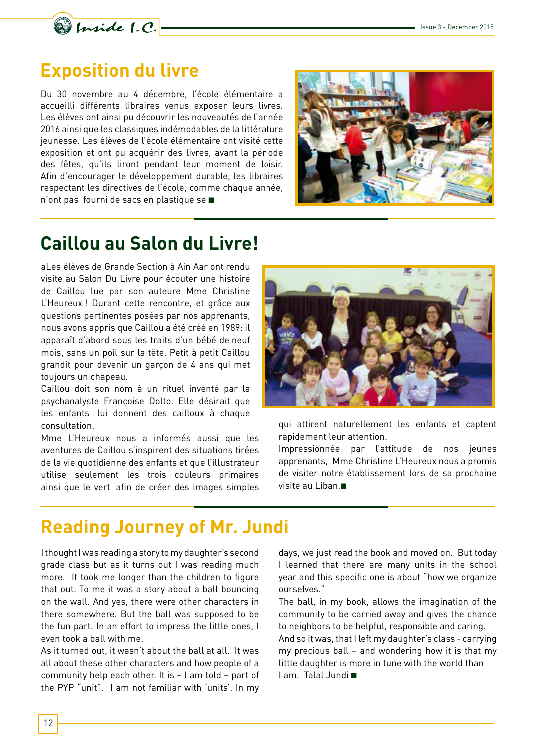## Exposition du livre

Du 30 novembre au 4 décembre, l'école élémentaire a accueilli différents libraires venus exposer leurs livres. Les élèves ont ainsi pu découvrir les nouveautés de l'année 2016 ainsi que les classiques indémodables de la littérature jeunesse. Les élèves de l'école élémentaire ont visité cette exposition et ont pu acquérir des livres, avant la période des fêtes, qu'ils liront pendant leur moment de loisir. Afin d'encourager le développement durable, les libraires respectant les directives de l'école, comme chaque année, n'ont pas fourni de sacs en plastique se ■

## Caillou au Salon du Livre!

aLes élèves de Grande Section à Ain Aar ont rendu visite au Salon Du Livre pour écouter une histoire de Caillou lue par son auteure Mme Christine L'Heureux ! Durant cette rencontre, et grâce aux questions pertinentes posées par nos apprenants, nous avons appris que Caillou a été créé en 1989: il apparaît d'abord sous les traits d'un bébé de neuf mois, sans un poil sur la tête. Petit à petit Caillou grandit pour devenir un garçon de 4 ans qui met toujours un chapeau.

Caillou doit son nom à un rituel inventé par la psychanalyste Françoise Dolto. Elle désirait que les enfants lui donnent des cailloux à chaque consultation.

Mme L'Heureux nous a informés aussi que les aventures de Caillou s'inspirent des situations tirées de la vie quotidienne des enfants et que l'illustrateur utilise seulement les trois couleurs primaires ainsi que le vert afin de créer des images simples qui attirent naturellement les enfants et captent rapidement leur attention.

Impressionnée par l'attitude de nos jeunes apprenants, Mme Christine L'Heureux nous a promis de visiter notre établissement lors de sa prochaine visite au Liban.■

## Reading Journey of Mr. Jundi

I thought I was reading a story to my daughter's second grade class but as it turns out I was reading much more. It took me longer than the children to figure that out. To me it was a story about a ball bouncing on the wall. And yes, there were other characters in there somewhere. But the ball was supposed to be the fun part. In an effort to impress the little ones, I even took a ball with me.

As it turned out, it wasn't about the ball at all. It was all about these other characters and how people of a community help each other. It is – I am told – part of the PYP "unit". I am not familiar with 'units'. In my days, we just read the book and moved on. But today I learned that there are many units in the school year and this specific one is about "how we organize ourselves."

The ball, in my book, allows the imagination of the community to be carried away and gives the chance to neighbors to be helpful, responsible and caring.

And so it was, that I left my daughter's class - carrying my precious ball – and wondering how it is that my little daughter is more in tune with the world than I am. Talal Jundi ■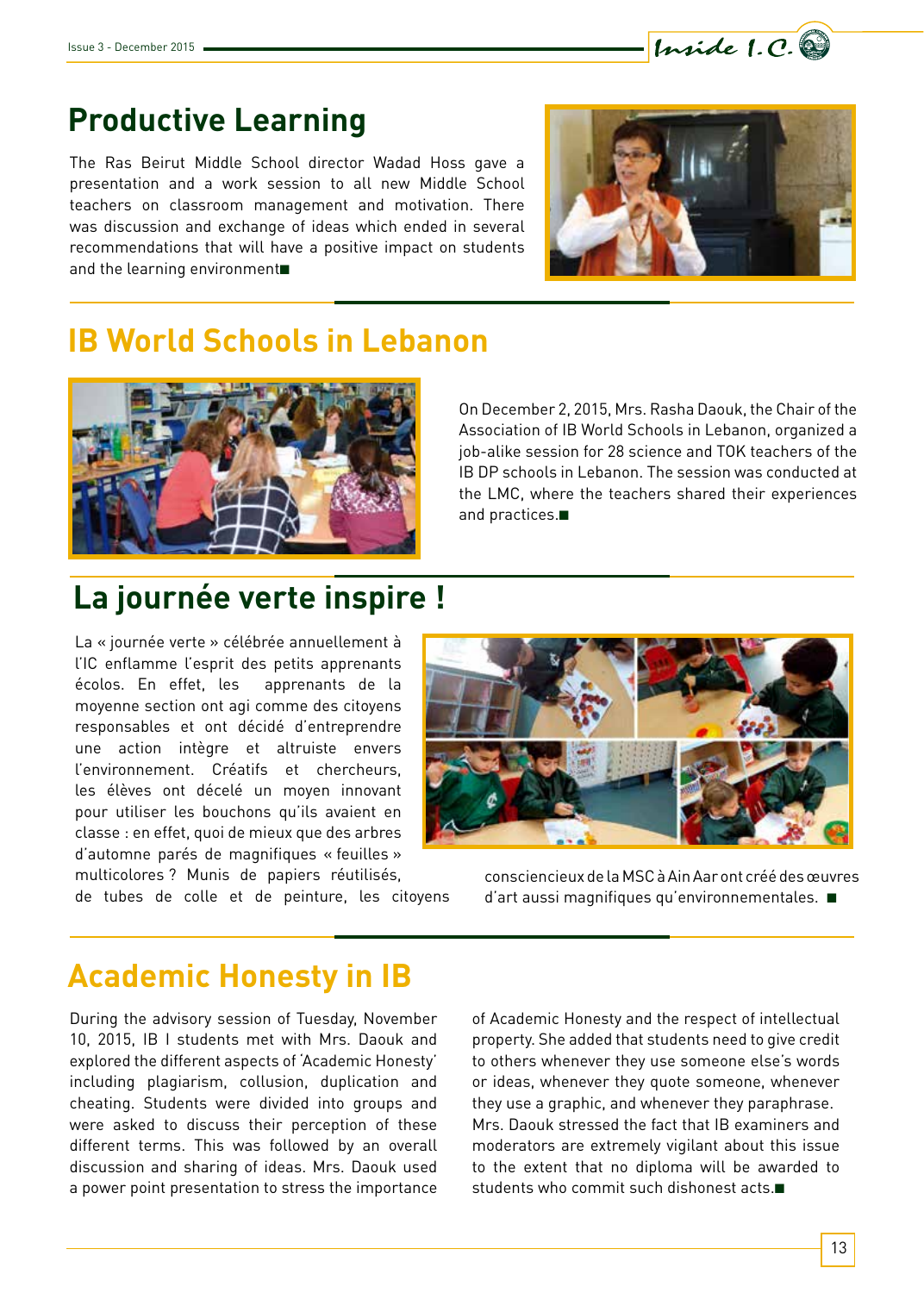## Productive Learning

The Ras Beirut Middle School director Wadad Hoss gave a presentation and a work session to all new Middle School teachers on classroom management and motivation. There was discussion and exchange of ideas which ended in several recommendations that will have a positive impact on students and the learning environment■

## IB World Schools in Lebanon

On December 2, 2015, Mrs. Rasha Daouk, the Chair of the Association of IB World Schools in Lebanon, organized a job-alike session for 28 science and TOK teachers of the IB DP schools in Lebanon. The session was conducted at the LMC, where the teachers shared their experiences and practices.■

## La journée verte inspire !

La « journée verte » célébrée annuellement à l'IC enflamme l'esprit des petits apprenants écolos. En effet, les apprenants de la moyenne section ont agi comme des citoyens responsables et ont décidé d'entreprendre une action intègre et altruiste envers l'environnement. Créatifs et chercheurs, les élèves ont décelé un moyen innovant pour utiliser les bouchons qu'ils avaient en classe : en effet, quoi de mieux que des arbres d'automne parés de magnifiques « feuilles » multicolores ? Munis de papiers réutilisés, de tubes de colle et de peinture, les citoyens consciencieux de la MSC à Ain Aar ont créé des œuvres d'art aussi magnifiques qu'environnementales. ■

## Academic Honesty in IB

During the advisory session of Tuesday, November 10, 2015, IB I students met with Mrs. Daouk and explored the different aspects of 'Academic Honesty' including plagiarism, collusion, duplication and cheating. Students were divided into groups and were asked to discuss their perception of these different terms. This was followed by an overall discussion and sharing of ideas. Mrs. Daouk used a power point presentation to stress the importance of Academic Honesty and the respect of intellectual property. She added that students need to give credit to others whenever they use someone else's words or ideas, whenever they quote someone, whenever they use a graphic, and whenever they paraphrase. Mrs. Daouk stressed the fact that IB examiners and moderators are extremely vigilant about this issue to the extent that no diploma will be awarded to students who commit such dishonest acts.■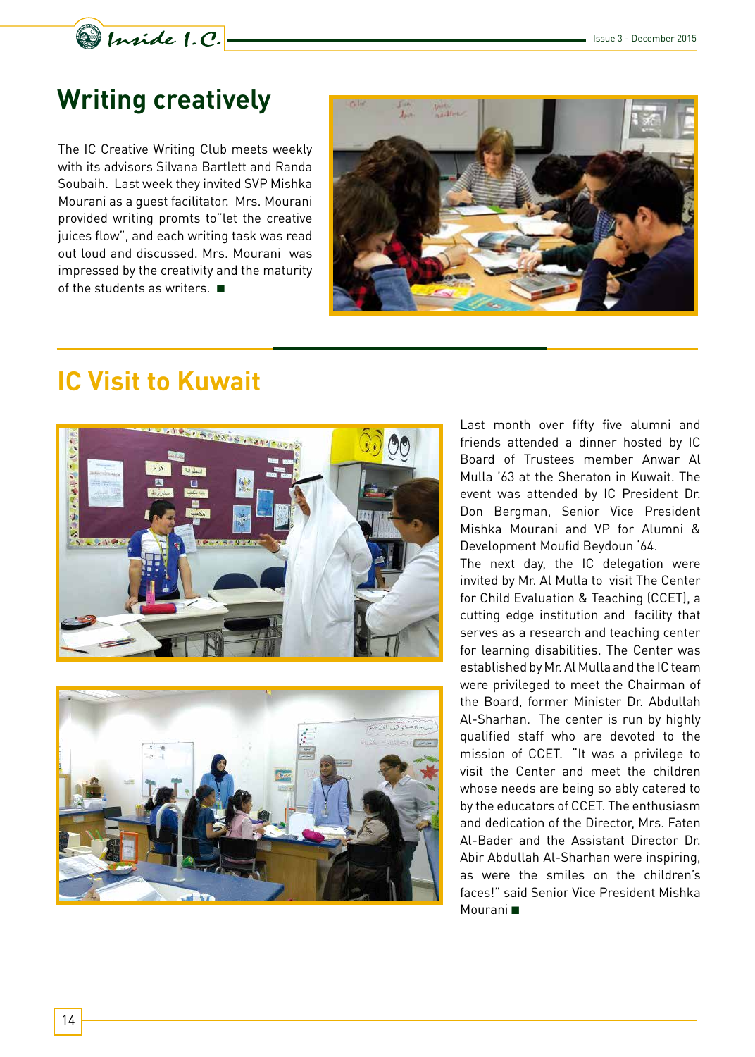## Writing creatively

The IC Creative Writing Club meets weekly with its advisors Silvana Bartlett and Randa Soubaih. Last week they invited SVP Mishka Mourani as a guest facilitator. Mrs. Mourani provided writing promts to"let the creative juices flow", and each writing task was read out loud and discussed. Mrs. Mourani was impressed by the creativity and the maturity of the students as writers. ■

## IC Visit to Kuwait

Last month over fifty five alumni and friends attended a dinner hosted by IC Board of Trustees member Anwar Al Mulla '63 at the Sheraton in Kuwait. The event was attended by IC President Dr. Don Bergman, Senior Vice President Mishka Mourani and VP for Alumni & Development Moufid Beydoun '64.

The next day, the IC delegation were invited by Mr. Al Mulla to visit The Center for Child Evaluation & Teaching (CCET), a cutting edge institution and facility that serves as a research and teaching center for learning disabilities. The Center was established by Mr. Al Mulla and the IC team were privileged to meet the Chairman of the Board, former Minister Dr. Abdullah Al-Sharhan. The center is run by highly qualified staff who are devoted to the mission of CCET. "It was a privilege to visit the Center and meet the children whose needs are being so ably catered to by the educators of CCET. The enthusiasm and dedication of the Director, Mrs. Faten Al-Bader and the Assistant Director Dr. Abir Abdullah Al-Sharhan were inspiring, as were the smiles on the children's faces!" said Senior Vice President Mishka Mourani ■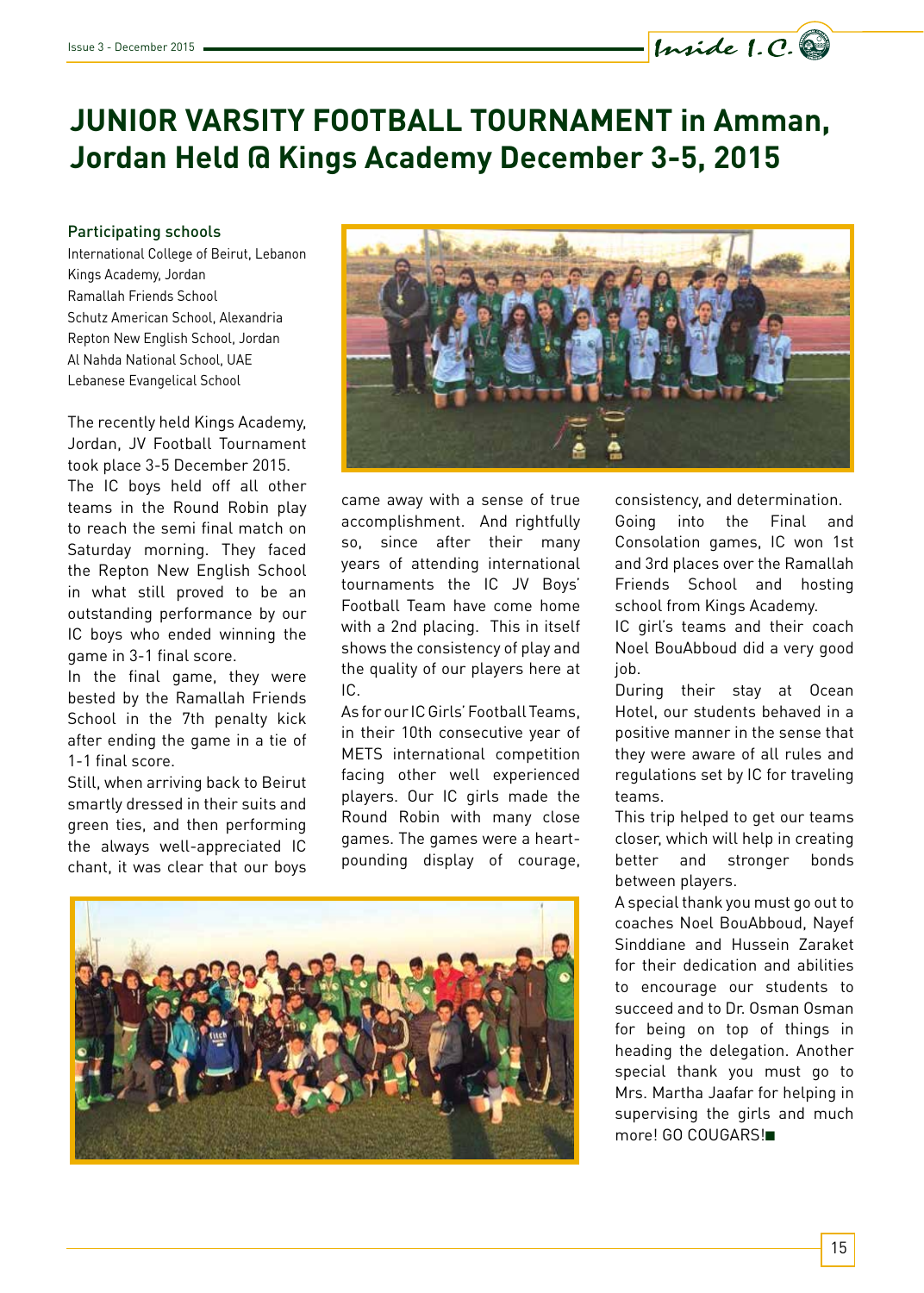# JUNIOR VARSITY FOOTBALL TOURNAMENT in Amman, Jordan Held @ Kings Academy December 3-5, 2015

**Participating schools**

International College of Beirut, Lebanon
Kings Academy, Jordan
Ramallah Friends School
Schutz American School, Alexandria
Repton New English School, Jordan
Al Nahda National School, UAE
Lebanese Evangelical School

The recently held Kings Academy, Jordan, JV Football Tournament took place 3-5 December 2015.

The IC boys held off all other teams in the Round Robin play to reach the semi final match on Saturday morning. They faced the Repton New English School in what still proved to be an outstanding performance by our IC boys who ended winning the game in 3-1 final score.

In the final game, they were bested by the Ramallah Friends School in the 7th penalty kick after ending the game in a tie of 1-1 final score.

Still, when arriving back to Beirut smartly dressed in their suits and green ties, and then performing the always well-appreciated IC chant, it was clear that our boys came away with a sense of true accomplishment. And rightfully so, since after their many years of attending international tournaments the IC JV Boys' Football Team have come home with a 2nd placing. This in itself shows the consistency of play and the quality of our players here at IC.

As for our IC Girls' Football Teams, in their 10th consecutive year of METS international competition facing other well experienced players. Our IC girls made the Round Robin with many close games. The games were a heart-pounding display of courage, consistency, and determination.

Going into the Final and Consolation games, IC won 1st and 3rd places over the Ramallah Friends School and hosting school from Kings Academy.

IC girl's teams and their coach Noel BouAbboud did a very good job.

During their stay at Ocean Hotel, our students behaved in a positive manner in the sense that they were aware of all rules and regulations set by IC for traveling teams.

This trip helped to get our teams closer, which will help in creating better and stronger bonds between players.

A special thank you must go out to coaches Noel BouAbboud, Nayef Sinddiane and Hussein Zaraket for their dedication and abilities to encourage our students to succeed and to Dr. Osman Osman for being on top of things in heading the delegation. Another special thank you must go to Mrs. Martha Jaafar for helping in supervising the girls and much more! GO COUGARS!■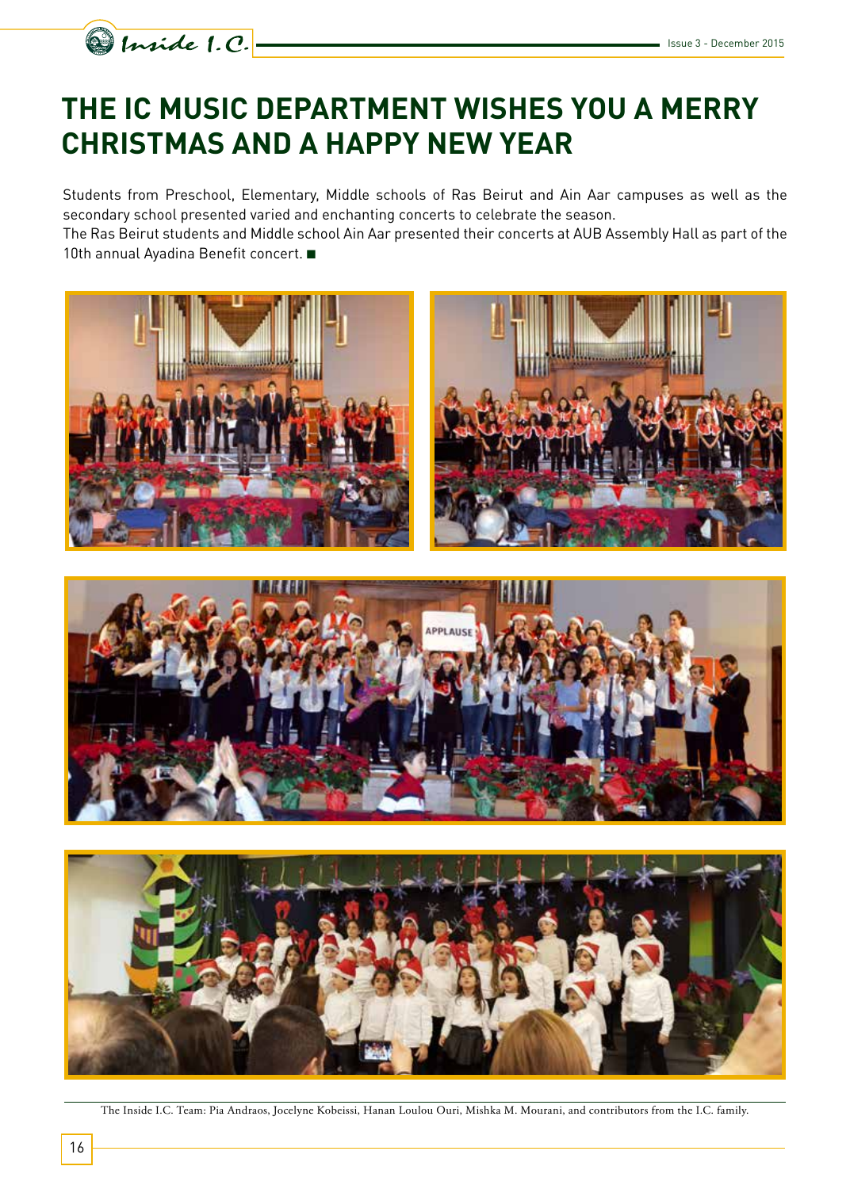# THE IC MUSIC DEPARTMENT WISHES YOU A MERRY CHRISTMAS AND A HAPPY NEW YEAR

Students from Preschool, Elementary, Middle schools of Ras Beirut and Ain Aar campuses as well as the secondary school presented varied and enchanting concerts to celebrate the season.
The Ras Beirut students and Middle school Ain Aar presented their concerts at AUB Assembly Hall as part of the 10th annual Ayadina Benefit concert. ■

The Inside I.C. Team: Pia Andraos, Jocelyne Kobeissi, Hanan Loulou Ouri, Mishka M. Mourani, and contributors from the I.C. family.